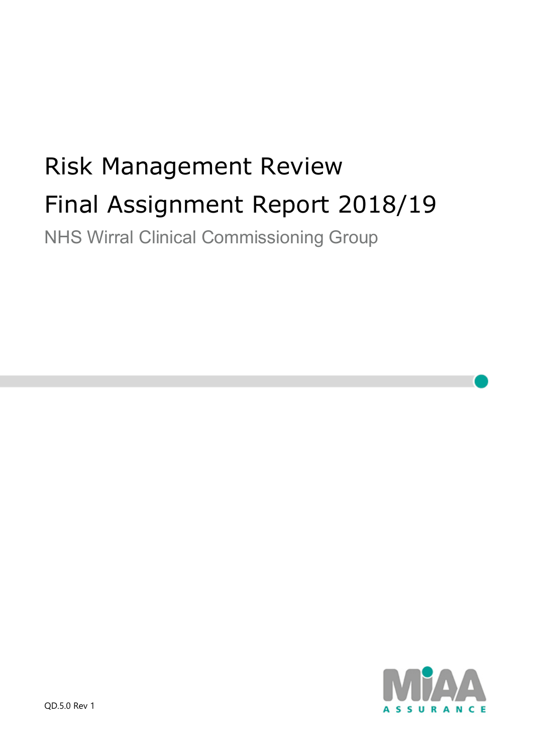# Risk Management Review

# Final Assignment Report 2018/19

NHS Wirral Clinical Commissioning Group

QD.5.0 Rev 1

MIAA ASSURANCE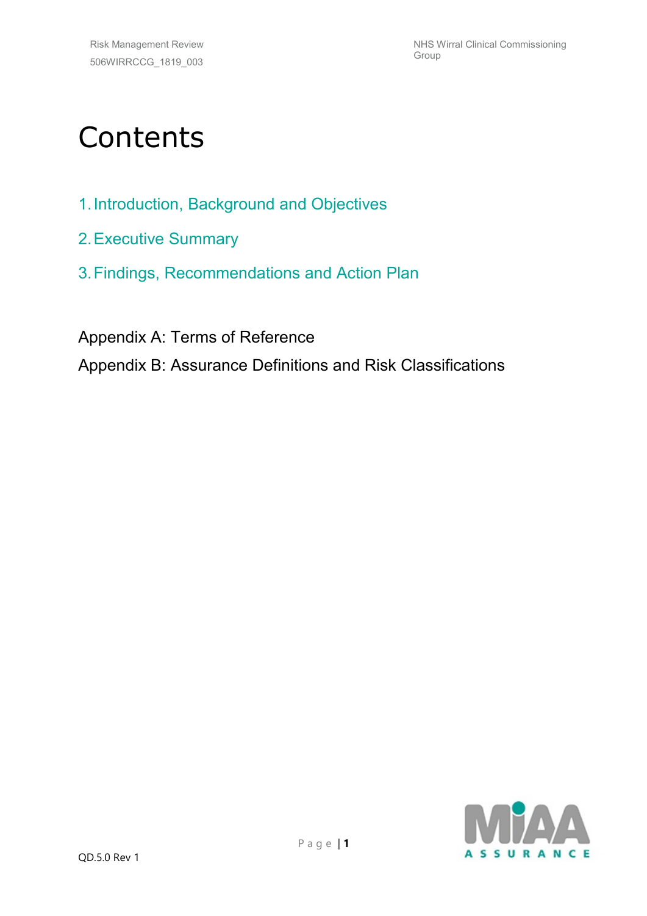# Contents

1. Introduction, Background and Objectives
2. Executive Summary
3. Findings, Recommendations and Action Plan

Appendix A: Terms of Reference

Appendix B: Assurance Definitions and Risk Classifications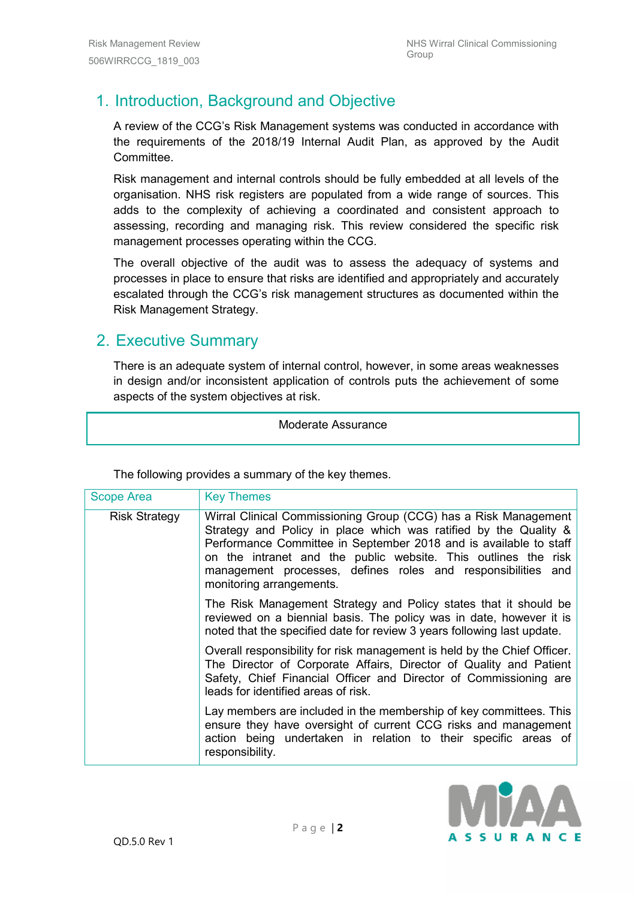## 1. Introduction, Background and Objective

A review of the CCG's Risk Management systems was conducted in accordance with the requirements of the 2018/19 Internal Audit Plan, as approved by the Audit Committee.

Risk management and internal controls should be fully embedded at all levels of the organisation. NHS risk registers are populated from a wide range of sources. This adds to the complexity of achieving a coordinated and consistent approach to assessing, recording and managing risk. This review considered the specific risk management processes operating within the CCG.

The overall objective of the audit was to assess the adequacy of systems and processes in place to ensure that risks are identified and appropriately and accurately escalated through the CCG's risk management structures as documented within the Risk Management Strategy.

## 2. Executive Summary

There is an adequate system of internal control, however, in some areas weaknesses in design and/or inconsistent application of controls puts the achievement of some aspects of the system objectives at risk.

| Moderate Assurance |
|---|

The following provides a summary of the key themes.

| Scope Area | Key Themes |
|---|---|
| Risk Strategy | Wirral Clinical Commissioning Group (CCG) has a Risk Management Strategy and Policy in place which was ratified by the Quality & Performance Committee in September 2018 and is available to staff on the intranet and the public website. This outlines the risk management processes, defines roles and responsibilities and monitoring arrangements.<br><br>The Risk Management Strategy and Policy states that it should be reviewed on a biennial basis. The policy was in date, however it is noted that the specified date for review 3 years following last update.<br><br>Overall responsibility for risk management is held by the Chief Officer. The Director of Corporate Affairs, Director of Quality and Patient Safety, Chief Financial Officer and Director of Commissioning are leads for identified areas of risk.<br><br>Lay members are included in the membership of key committees. This ensure they have oversight of current CCG risks and management action being undertaken in relation to their specific areas of responsibility. |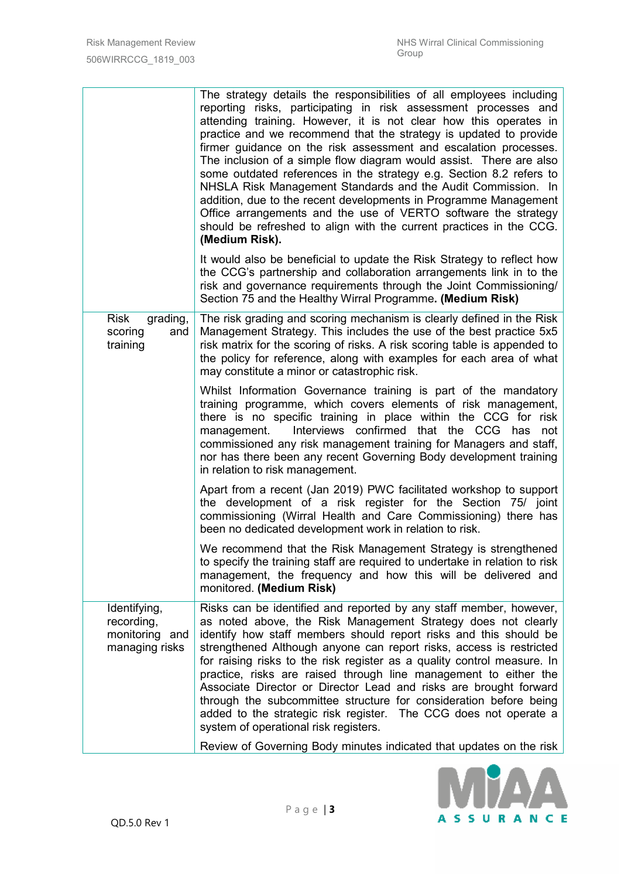| | |
|---|---|
| | The strategy details the responsibilities of all employees including reporting risks, participating in risk assessment processes and attending training. However, it is not clear how this operates in practice and we recommend that the strategy is updated to provide firmer guidance on the risk assessment and escalation processes. The inclusion of a simple flow diagram would assist. There are also some outdated references in the strategy e.g. Section 8.2 refers to NHSLA Risk Management Standards and the Audit Commission. In addition, due to the recent developments in Programme Management Office arrangements and the use of VERTO software the strategy should be refreshed to align with the current practices in the CCG. **(Medium Risk).**<br><br>It would also be beneficial to update the Risk Strategy to reflect how the CCG's partnership and collaboration arrangements link in to the risk and governance requirements through the Joint Commissioning/ Section 75 and the Healthy Wirral Programme**. (Medium Risk)** |
| Risk grading, scoring and training | The risk grading and scoring mechanism is clearly defined in the Risk Management Strategy. This includes the use of the best practice 5x5 risk matrix for the scoring of risks. A risk scoring table is appended to the policy for reference, along with examples for each area of what may constitute a minor or catastrophic risk.<br><br>Whilst Information Governance training is part of the mandatory training programme, which covers elements of risk management, there is no specific training in place within the CCG for risk management. Interviews confirmed that the CCG has not commissioned any risk management training for Managers and staff, nor has there been any recent Governing Body development training in relation to risk management.<br><br>Apart from a recent (Jan 2019) PWC facilitated workshop to support the development of a risk register for the Section 75/ joint commissioning (Wirral Health and Care Commissioning) there has been no dedicated development work in relation to risk.<br><br>We recommend that the Risk Management Strategy is strengthened to specify the training staff are required to undertake in relation to risk management, the frequency and how this will be delivered and monitored. **(Medium Risk)** |
| Identifying, recording, monitoring and managing risks | Risks can be identified and reported by any staff member, however, as noted above, the Risk Management Strategy does not clearly identify how staff members should report risks and this should be strengthened Although anyone can report risks, access is restricted for raising risks to the risk register as a quality control measure. In practice, risks are raised through line management to either the Associate Director or Director Lead and risks are brought forward through the subcommittee structure for consideration before being added to the strategic risk register. The CCG does not operate a system of operational risk registers.<br><br>Review of Governing Body minutes indicated that updates on the risk |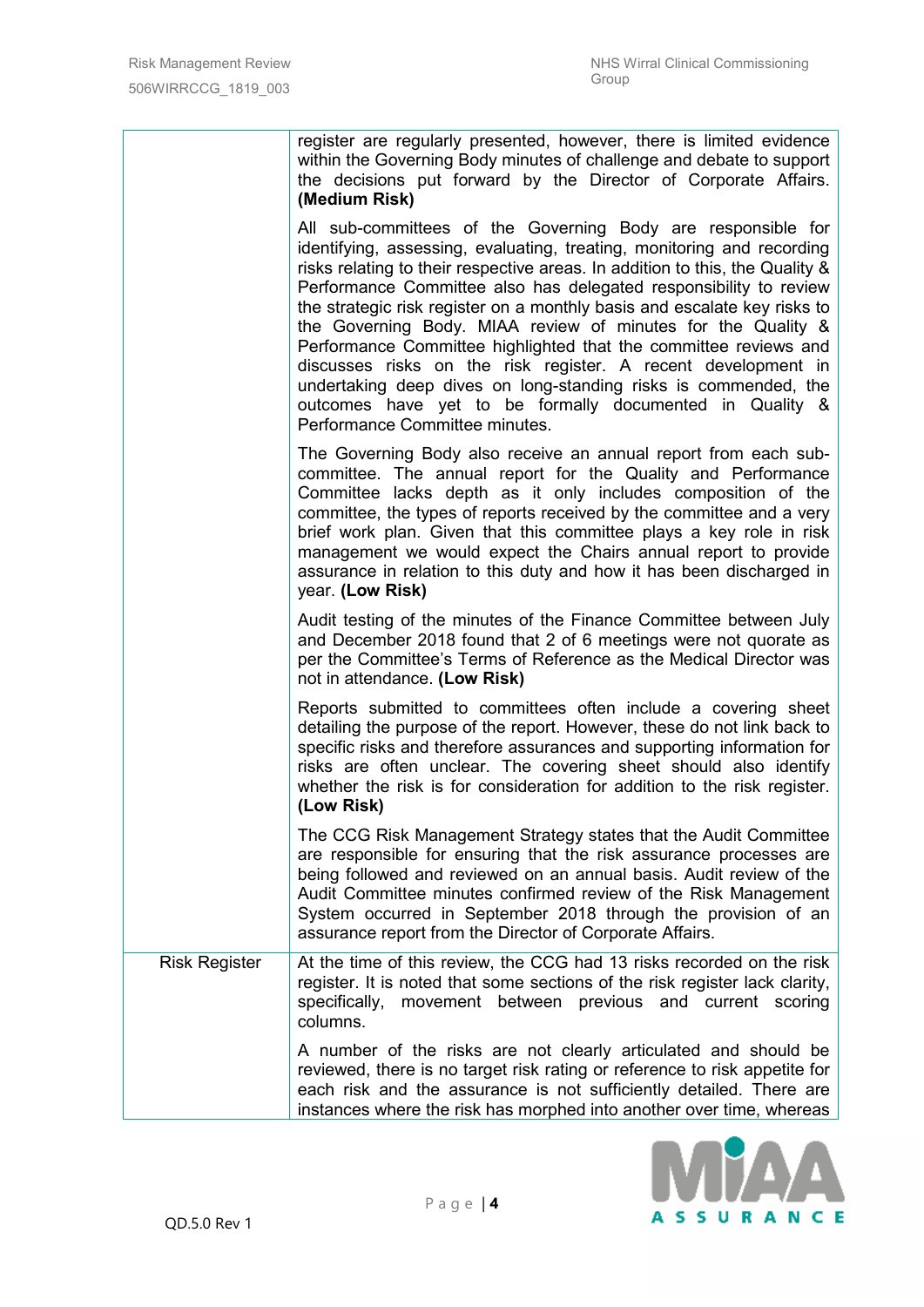| | |
|---|---|
| | register are regularly presented, however, there is limited evidence within the Governing Body minutes of challenge and debate to support the decisions put forward by the Director of Corporate Affairs. **(Medium Risk)**<br><br>All sub-committees of the Governing Body are responsible for identifying, assessing, evaluating, treating, monitoring and recording risks relating to their respective areas. In addition to this, the Quality & Performance Committee also has delegated responsibility to review the strategic risk register on a monthly basis and escalate key risks to the Governing Body. MIAA review of minutes for the Quality & Performance Committee highlighted that the committee reviews and discusses risks on the risk register. A recent development in undertaking deep dives on long-standing risks is commended, the outcomes have yet to be formally documented in Quality & Performance Committee minutes.<br><br>The Governing Body also receive an annual report from each sub-committee. The annual report for the Quality and Performance Committee lacks depth as it only includes composition of the committee, the types of reports received by the committee and a very brief work plan. Given that this committee plays a key role in risk management we would expect the Chairs annual report to provide assurance in relation to this duty and how it has been discharged in year. **(Low Risk)**<br><br>Audit testing of the minutes of the Finance Committee between July and December 2018 found that 2 of 6 meetings were not quorate as per the Committee's Terms of Reference as the Medical Director was not in attendance. **(Low Risk)**<br><br>Reports submitted to committees often include a covering sheet detailing the purpose of the report. However, these do not link back to specific risks and therefore assurances and supporting information for risks are often unclear. The covering sheet should also identify whether the risk is for consideration for addition to the risk register. **(Low Risk)**<br><br>The CCG Risk Management Strategy states that the Audit Committee are responsible for ensuring that the risk assurance processes are being followed and reviewed on an annual basis. Audit review of the Audit Committee minutes confirmed review of the Risk Management System occurred in September 2018 through the provision of an assurance report from the Director of Corporate Affairs. |
| Risk Register | At the time of this review, the CCG had 13 risks recorded on the risk register. It is noted that some sections of the risk register lack clarity, specifically, movement between previous and current scoring columns.<br><br>A number of the risks are not clearly articulated and should be reviewed, there is no target risk rating or reference to risk appetite for each risk and the assurance is not sufficiently detailed. There are instances where the risk has morphed into another over time, whereas |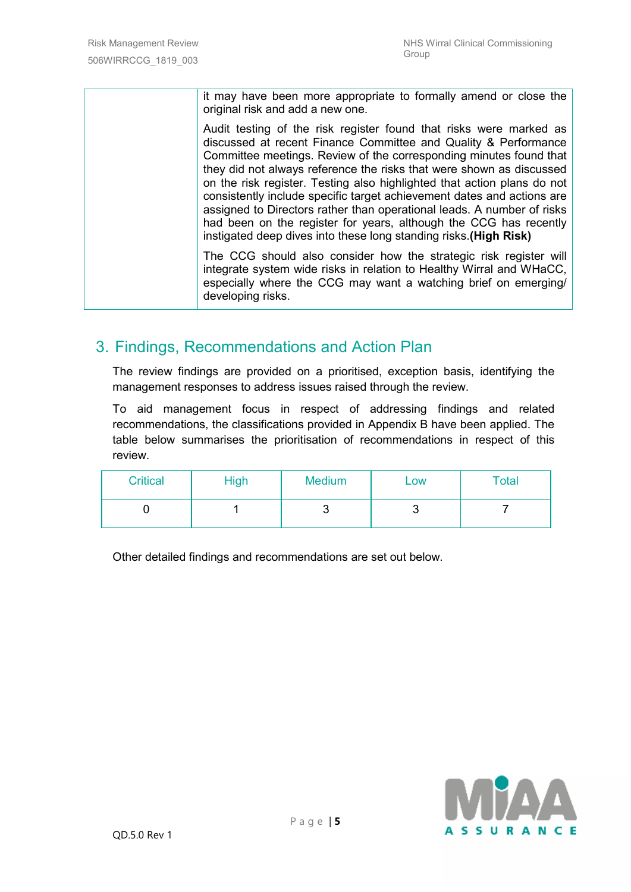| | it may have been more appropriate to formally amend or close the original risk and add a new one.<br><br>Audit testing of the risk register found that risks were marked as discussed at recent Finance Committee and Quality & Performance Committee meetings. Review of the corresponding minutes found that they did not always reference the risks that were shown as discussed on the risk register. Testing also highlighted that action plans do not consistently include specific target achievement dates and actions are assigned to Directors rather than operational leads. A number of risks had been on the register for years, although the CCG has recently instigated deep dives into these long standing risks. **(High Risk)**<br><br>The CCG should also consider how the strategic risk register will integrate system wide risks in relation to Healthy Wirral and WHaCC, especially where the CCG may want a watching brief on emerging/ developing risks. |
|---|---|

## 3. Findings, Recommendations and Action Plan

The review findings are provided on a prioritised, exception basis, identifying the management responses to address issues raised through the review.

To aid management focus in respect of addressing findings and related recommendations, the classifications provided in Appendix B have been applied. The table below summarises the prioritisation of recommendations in respect of this review.

| Critical | High | Medium | Low | Total |
|---|---|---|---|---|
| 0 | 1 | 3 | 3 | 7 |

Other detailed findings and recommendations are set out below.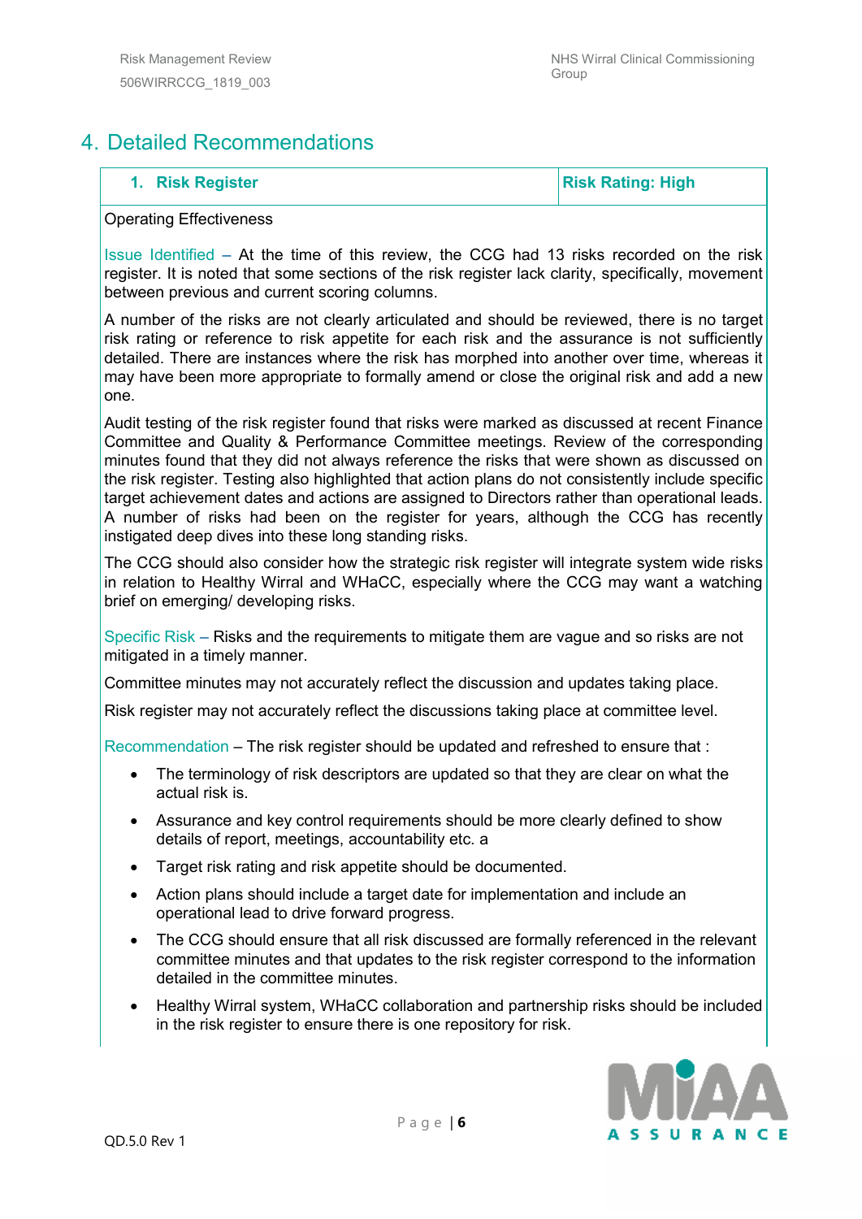# 4. Detailed Recommendations

| 1. Risk Register | Risk Rating: High |
|---|---|

Operating Effectiveness

Issue Identified – At the time of this review, the CCG had 13 risks recorded on the risk register. It is noted that some sections of the risk register lack clarity, specifically, movement between previous and current scoring columns.

A number of the risks are not clearly articulated and should be reviewed, there is no target risk rating or reference to risk appetite for each risk and the assurance is not sufficiently detailed. There are instances where the risk has morphed into another over time, whereas it may have been more appropriate to formally amend or close the original risk and add a new one.

Audit testing of the risk register found that risks were marked as discussed at recent Finance Committee and Quality & Performance Committee meetings. Review of the corresponding minutes found that they did not always reference the risks that were shown as discussed on the risk register. Testing also highlighted that action plans do not consistently include specific target achievement dates and actions are assigned to Directors rather than operational leads. A number of risks had been on the register for years, although the CCG has recently instigated deep dives into these long standing risks.

The CCG should also consider how the strategic risk register will integrate system wide risks in relation to Healthy Wirral and WHaCC, especially where the CCG may want a watching brief on emerging/ developing risks.

Specific Risk – Risks and the requirements to mitigate them are vague and so risks are not mitigated in a timely manner.

Committee minutes may not accurately reflect the discussion and updates taking place.

Risk register may not accurately reflect the discussions taking place at committee level.

Recommendation – The risk register should be updated and refreshed to ensure that :

- The terminology of risk descriptors are updated so that they are clear on what the actual risk is.
- Assurance and key control requirements should be more clearly defined to show details of report, meetings, accountability etc. a
- Target risk rating and risk appetite should be documented.
- Action plans should include a target date for implementation and include an operational lead to drive forward progress.
- The CCG should ensure that all risk discussed are formally referenced in the relevant committee minutes and that updates to the risk register correspond to the information detailed in the committee minutes.
- Healthy Wirral system, WHaCC collaboration and partnership risks should be included in the risk register to ensure there is one repository for risk.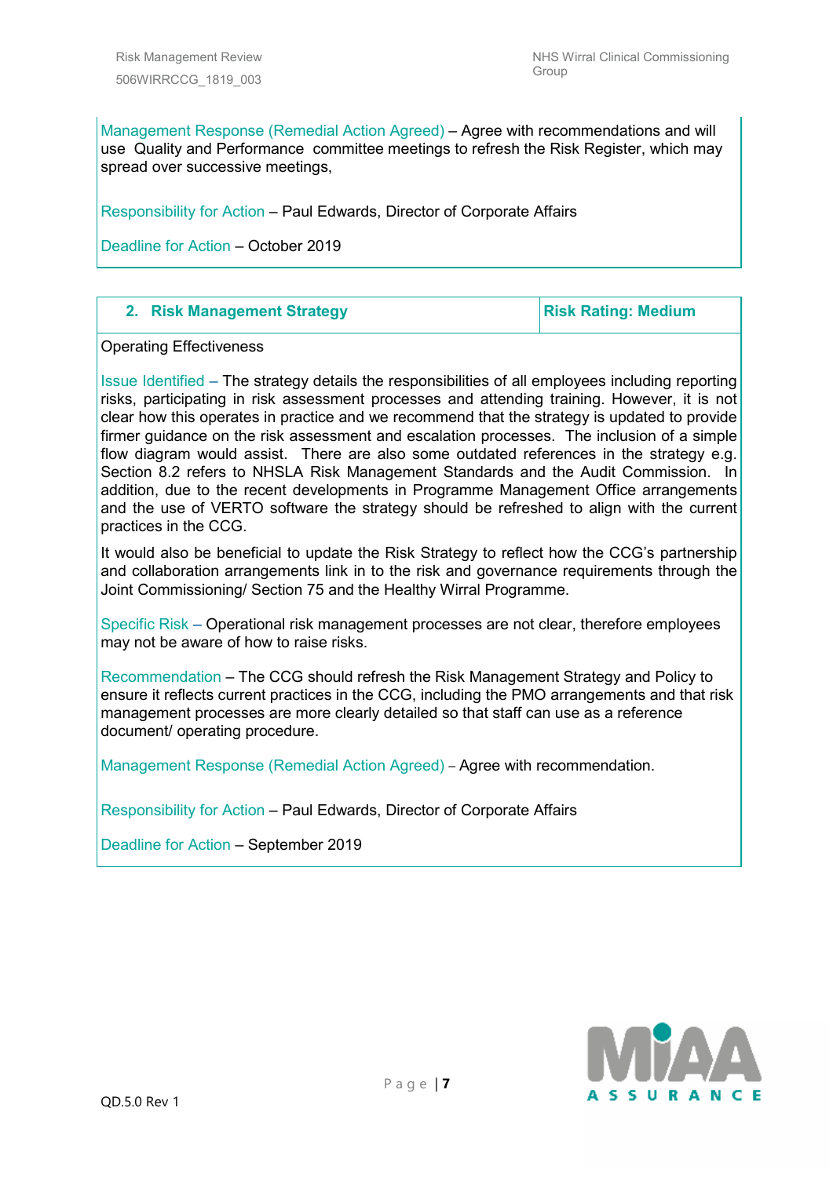Management Response (Remedial Action Agreed) – Agree with recommendations and will use Quality and Performance committee meetings to refresh the Risk Register, which may spread over successive meetings,

Responsibility for Action – Paul Edwards, Director of Corporate Affairs

Deadline for Action – October 2019

| 2. Risk Management Strategy | Risk Rating: Medium |
|---|---|

Operating Effectiveness

Issue Identified – The strategy details the responsibilities of all employees including reporting risks, participating in risk assessment processes and attending training. However, it is not clear how this operates in practice and we recommend that the strategy is updated to provide firmer guidance on the risk assessment and escalation processes. The inclusion of a simple flow diagram would assist. There are also some outdated references in the strategy e.g. Section 8.2 refers to NHSLA Risk Management Standards and the Audit Commission. In addition, due to the recent developments in Programme Management Office arrangements and the use of VERTO software the strategy should be refreshed to align with the current practices in the CCG.

It would also be beneficial to update the Risk Strategy to reflect how the CCG's partnership and collaboration arrangements link in to the risk and governance requirements through the Joint Commissioning/ Section 75 and the Healthy Wirral Programme.

Specific Risk – Operational risk management processes are not clear, therefore employees may not be aware of how to raise risks.

Recommendation – The CCG should refresh the Risk Management Strategy and Policy to ensure it reflects current practices in the CCG, including the PMO arrangements and that risk management processes are more clearly detailed so that staff can use as a reference document/ operating procedure.

Management Response (Remedial Action Agreed) – Agree with recommendation.

Responsibility for Action – Paul Edwards, Director of Corporate Affairs

Deadline for Action – September 2019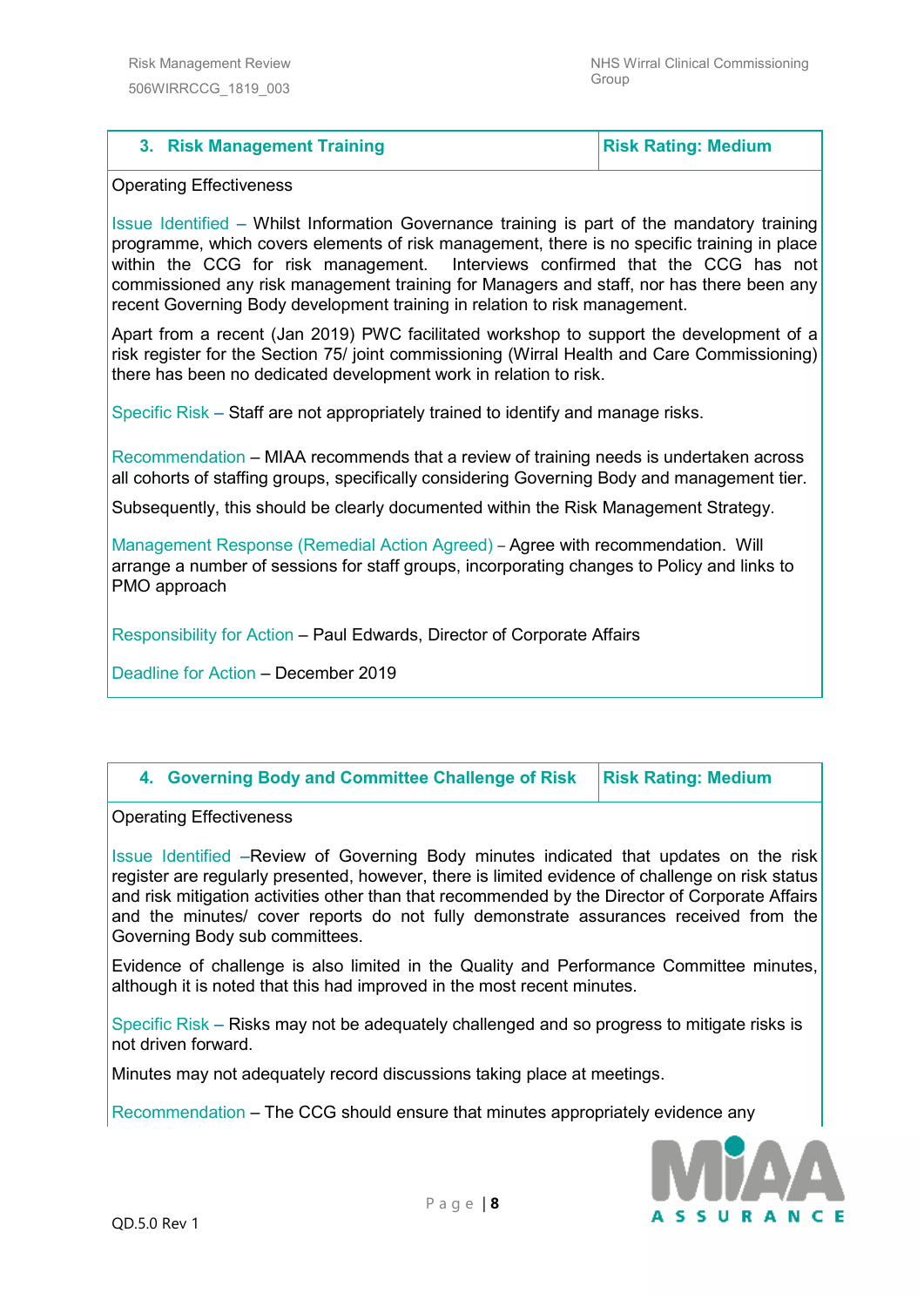| 3. Risk Management Training | Risk Rating: Medium |
|---|---|

Operating Effectiveness

Issue Identified – Whilst Information Governance training is part of the mandatory training programme, which covers elements of risk management, there is no specific training in place within the CCG for risk management. Interviews confirmed that the CCG has not commissioned any risk management training for Managers and staff, nor has there been any recent Governing Body development training in relation to risk management.

Apart from a recent (Jan 2019) PWC facilitated workshop to support the development of a risk register for the Section 75/ joint commissioning (Wirral Health and Care Commissioning) there has been no dedicated development work in relation to risk.

Specific Risk – Staff are not appropriately trained to identify and manage risks.

Recommendation – MIAA recommends that a review of training needs is undertaken across all cohorts of staffing groups, specifically considering Governing Body and management tier.

Subsequently, this should be clearly documented within the Risk Management Strategy.

Management Response (Remedial Action Agreed) – Agree with recommendation. Will arrange a number of sessions for staff groups, incorporating changes to Policy and links to PMO approach

Responsibility for Action – Paul Edwards, Director of Corporate Affairs

Deadline for Action – December 2019

| 4. Governing Body and Committee Challenge of Risk | Risk Rating: Medium |
|---|---|

Operating Effectiveness

Issue Identified –Review of Governing Body minutes indicated that updates on the risk register are regularly presented, however, there is limited evidence of challenge on risk status and risk mitigation activities other than that recommended by the Director of Corporate Affairs and the minutes/ cover reports do not fully demonstrate assurances received from the Governing Body sub committees.

Evidence of challenge is also limited in the Quality and Performance Committee minutes, although it is noted that this had improved in the most recent minutes.

Specific Risk – Risks may not be adequately challenged and so progress to mitigate risks is not driven forward.

Minutes may not adequately record discussions taking place at meetings.

Recommendation – The CCG should ensure that minutes appropriately evidence any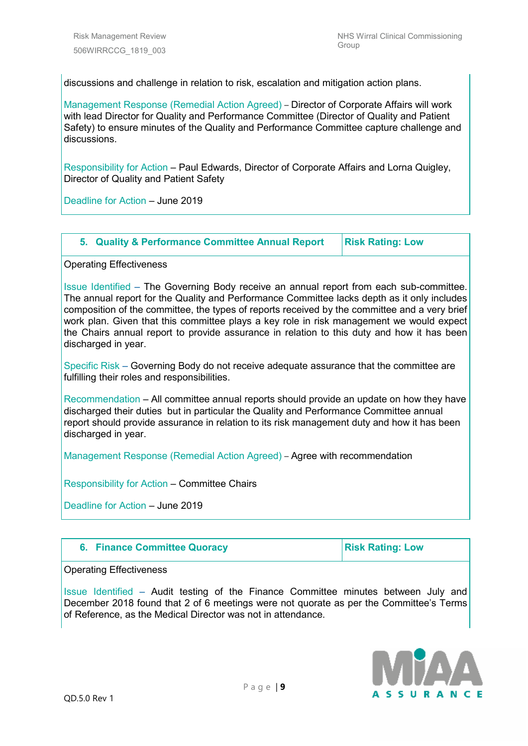discussions and challenge in relation to risk, escalation and mitigation action plans.

Management Response (Remedial Action Agreed) – Director of Corporate Affairs will work with lead Director for Quality and Performance Committee (Director of Quality and Patient Safety) to ensure minutes of the Quality and Performance Committee capture challenge and discussions.

Responsibility for Action – Paul Edwards, Director of Corporate Affairs and Lorna Quigley, Director of Quality and Patient Safety

Deadline for Action – June 2019

| 5. Quality & Performance Committee Annual Report | Risk Rating: Low |
|---|---|

Operating Effectiveness

Issue Identified – The Governing Body receive an annual report from each sub-committee. The annual report for the Quality and Performance Committee lacks depth as it only includes composition of the committee, the types of reports received by the committee and a very brief work plan. Given that this committee plays a key role in risk management we would expect the Chairs annual report to provide assurance in relation to this duty and how it has been discharged in year.

Specific Risk – Governing Body do not receive adequate assurance that the committee are fulfilling their roles and responsibilities.

Recommendation – All committee annual reports should provide an update on how they have discharged their duties but in particular the Quality and Performance Committee annual report should provide assurance in relation to its risk management duty and how it has been discharged in year.

Management Response (Remedial Action Agreed) – Agree with recommendation

Responsibility for Action – Committee Chairs

Deadline for Action – June 2019

| 6. Finance Committee Quoracy | Risk Rating: Low |
|---|---|

Operating Effectiveness

Issue Identified – Audit testing of the Finance Committee minutes between July and December 2018 found that 2 of 6 meetings were not quorate as per the Committee's Terms of Reference, as the Medical Director was not in attendance.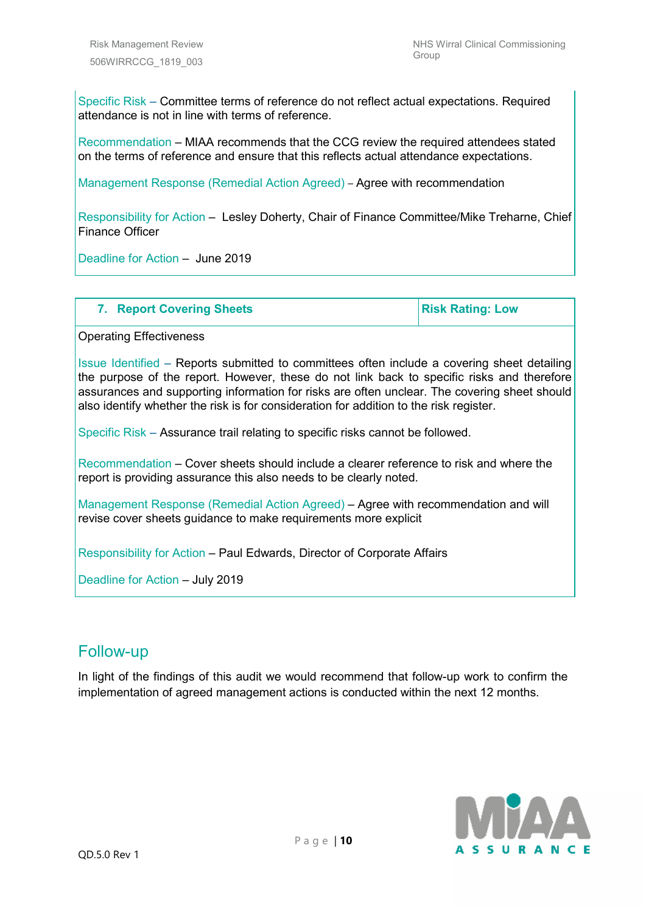Specific Risk – Committee terms of reference do not reflect actual expectations. Required attendance is not in line with terms of reference.

Recommendation – MIAA recommends that the CCG review the required attendees stated on the terms of reference and ensure that this reflects actual attendance expectations.

Management Response (Remedial Action Agreed) – Agree with recommendation

Responsibility for Action – Lesley Doherty, Chair of Finance Committee/Mike Treharne, Chief Finance Officer

Deadline for Action – June 2019

| 7. Report Covering Sheets | Risk Rating: Low |
|---|---|

Operating Effectiveness

Issue Identified – Reports submitted to committees often include a covering sheet detailing the purpose of the report. However, these do not link back to specific risks and therefore assurances and supporting information for risks are often unclear. The covering sheet should also identify whether the risk is for consideration for addition to the risk register.

Specific Risk – Assurance trail relating to specific risks cannot be followed.

Recommendation – Cover sheets should include a clearer reference to risk and where the report is providing assurance this also needs to be clearly noted.

Management Response (Remedial Action Agreed) – Agree with recommendation and will revise cover sheets guidance to make requirements more explicit

Responsibility for Action – Paul Edwards, Director of Corporate Affairs

Deadline for Action – July 2019

## Follow-up

In light of the findings of this audit we would recommend that follow-up work to confirm the implementation of agreed management actions is conducted within the next 12 months.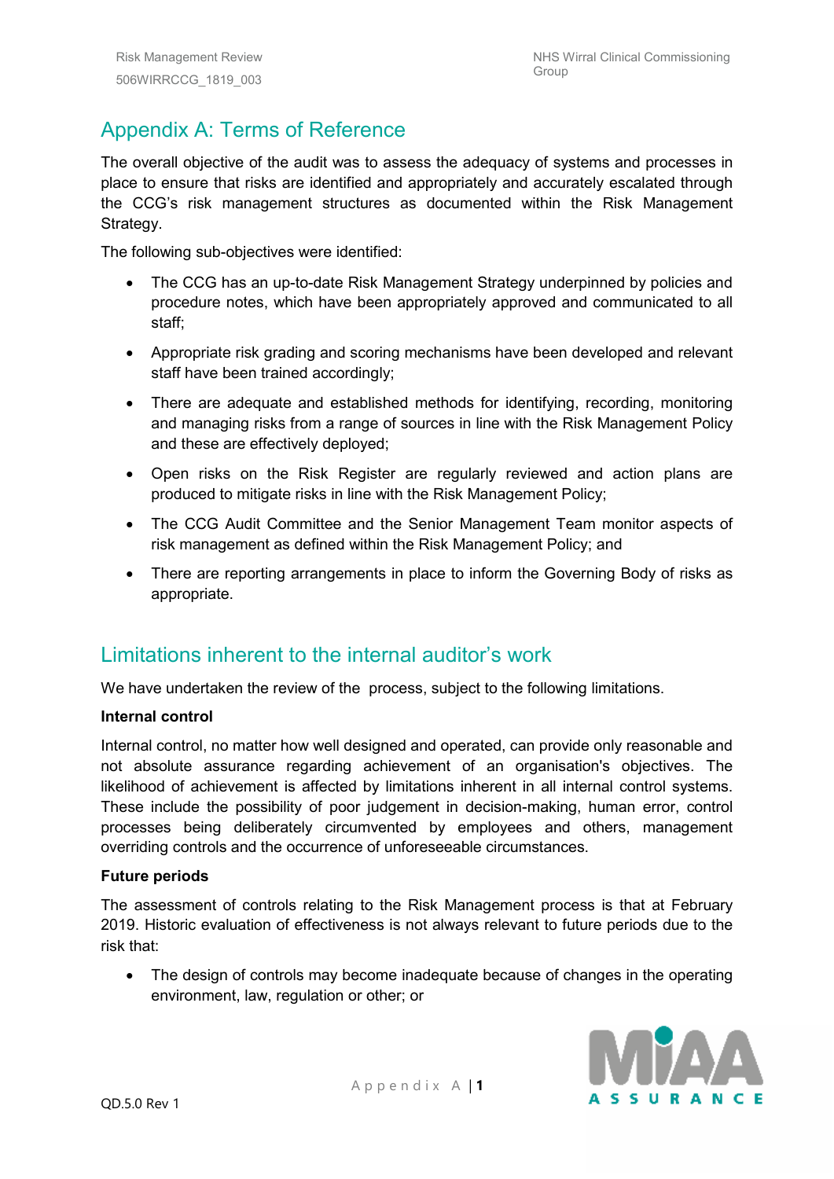## Appendix A: Terms of Reference

The overall objective of the audit was to assess the adequacy of systems and processes in place to ensure that risks are identified and appropriately and accurately escalated through the CCG's risk management structures as documented within the Risk Management Strategy.

The following sub-objectives were identified:

- The CCG has an up-to-date Risk Management Strategy underpinned by policies and procedure notes, which have been appropriately approved and communicated to all staff;
- Appropriate risk grading and scoring mechanisms have been developed and relevant staff have been trained accordingly;
- There are adequate and established methods for identifying, recording, monitoring and managing risks from a range of sources in line with the Risk Management Policy and these are effectively deployed;
- Open risks on the Risk Register are regularly reviewed and action plans are produced to mitigate risks in line with the Risk Management Policy;
- The CCG Audit Committee and the Senior Management Team monitor aspects of risk management as defined within the Risk Management Policy; and
- There are reporting arrangements in place to inform the Governing Body of risks as appropriate.

## Limitations inherent to the internal auditor's work

We have undertaken the review of the  process, subject to the following limitations.

**Internal control**

Internal control, no matter how well designed and operated, can provide only reasonable and not absolute assurance regarding achievement of an organisation's objectives. The likelihood of achievement is affected by limitations inherent in all internal control systems. These include the possibility of poor judgement in decision-making, human error, control processes being deliberately circumvented by employees and others, management overriding controls and the occurrence of unforeseeable circumstances.

**Future periods**

The assessment of controls relating to the Risk Management process is that at February 2019. Historic evaluation of effectiveness is not always relevant to future periods due to the risk that:

- The design of controls may become inadequate because of changes in the operating environment, law, regulation or other; or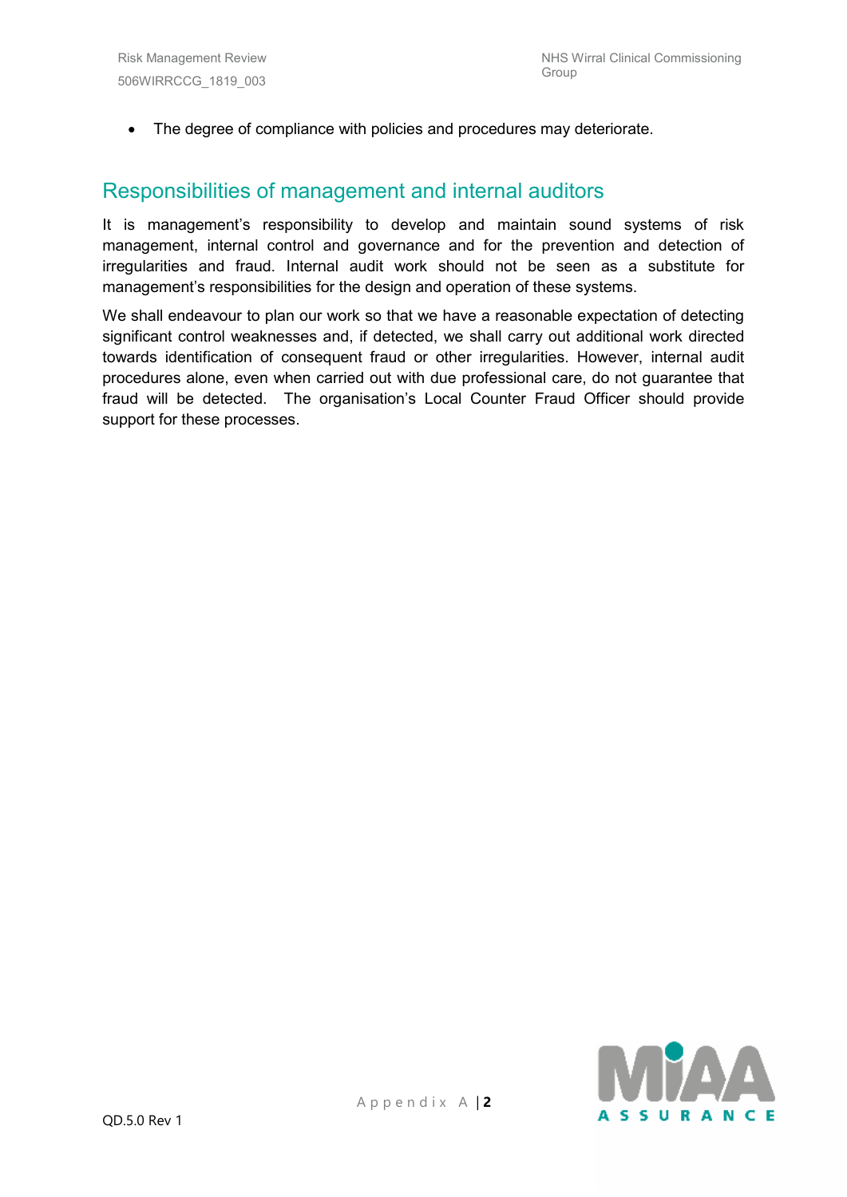- The degree of compliance with policies and procedures may deteriorate.

## Responsibilities of management and internal auditors

It is management's responsibility to develop and maintain sound systems of risk management, internal control and governance and for the prevention and detection of irregularities and fraud. Internal audit work should not be seen as a substitute for management's responsibilities for the design and operation of these systems.

We shall endeavour to plan our work so that we have a reasonable expectation of detecting significant control weaknesses and, if detected, we shall carry out additional work directed towards identification of consequent fraud or other irregularities. However, internal audit procedures alone, even when carried out with due professional care, do not guarantee that fraud will be detected. The organisation's Local Counter Fraud Officer should provide support for these processes.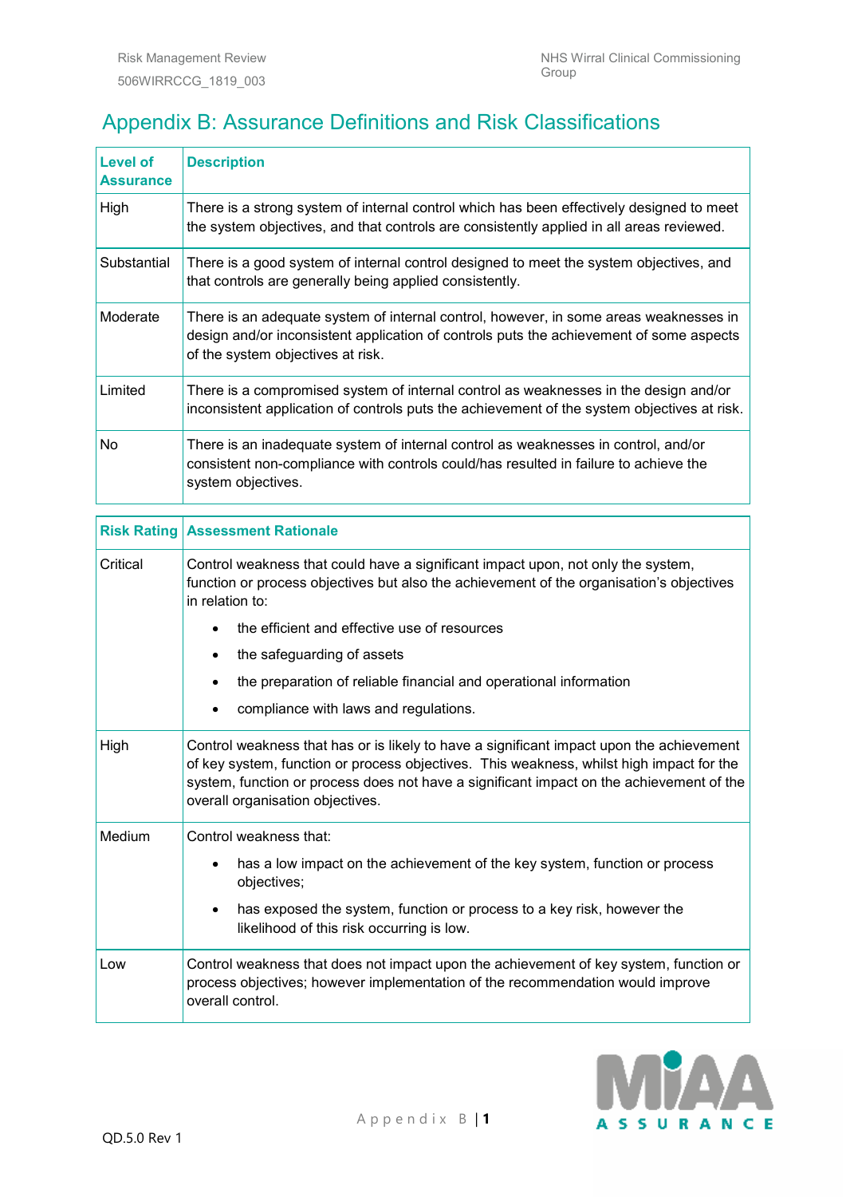## Appendix B: Assurance Definitions and Risk Classifications

| Level of Assurance | Description |
|---|---|
| High | There is a strong system of internal control which has been effectively designed to meet the system objectives, and that controls are consistently applied in all areas reviewed. |
| Substantial | There is a good system of internal control designed to meet the system objectives, and that controls are generally being applied consistently. |
| Moderate | There is an adequate system of internal control, however, in some areas weaknesses in design and/or inconsistent application of controls puts the achievement of some aspects of the system objectives at risk. |
| Limited | There is a compromised system of internal control as weaknesses in the design and/or inconsistent application of controls puts the achievement of the system objectives at risk. |
| No | There is an inadequate system of internal control as weaknesses in control, and/or consistent non-compliance with controls could/has resulted in failure to achieve the system objectives. |

| Risk Rating | Assessment Rationale |
|---|---|
| Critical | Control weakness that could have a significant impact upon, not only the system, function or process objectives but also the achievement of the organisation's objectives in relation to:<br>• the efficient and effective use of resources<br>• the safeguarding of assets<br>• the preparation of reliable financial and operational information<br>• compliance with laws and regulations. |
| High | Control weakness that has or is likely to have a significant impact upon the achievement of key system, function or process objectives. This weakness, whilst high impact for the system, function or process does not have a significant impact on the achievement of the overall organisation objectives. |
| Medium | Control weakness that:<br>• has a low impact on the achievement of the key system, function or process objectives;<br>• has exposed the system, function or process to a key risk, however the likelihood of this risk occurring is low. |
| Low | Control weakness that does not impact upon the achievement of key system, function or process objectives; however implementation of the recommendation would improve overall control. |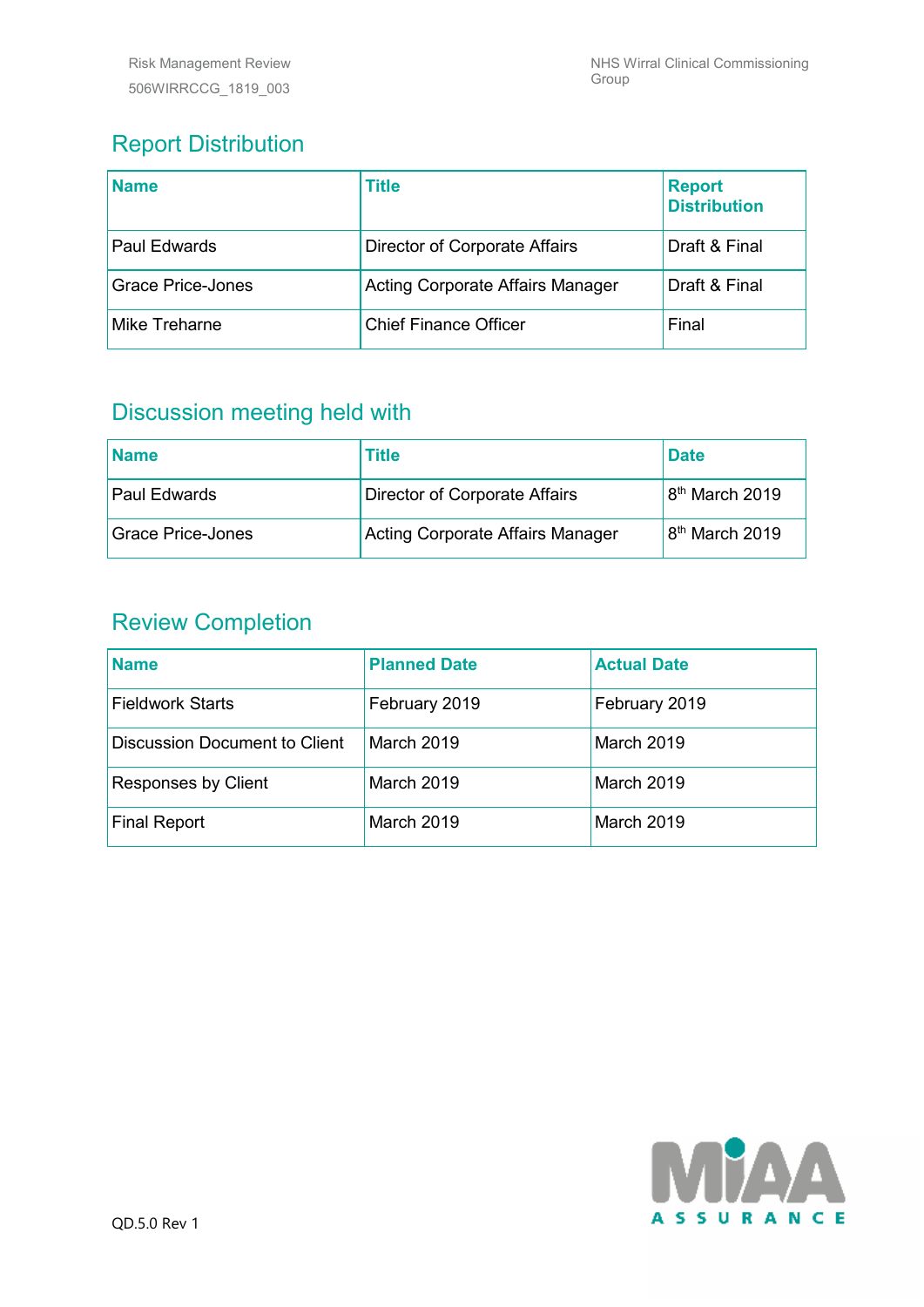## Report Distribution

| Name | Title | Report Distribution |
|---|---|---|
| Paul Edwards | Director of Corporate Affairs | Draft & Final |
| Grace Price-Jones | Acting Corporate Affairs Manager | Draft & Final |
| Mike Treharne | Chief Finance Officer | Final |

## Discussion meeting held with

| Name | Title | Date |
|---|---|---|
| Paul Edwards | Director of Corporate Affairs | 8th March 2019 |
| Grace Price-Jones | Acting Corporate Affairs Manager | 8th March 2019 |

## Review Completion

| Name | Planned Date | Actual Date |
|---|---|---|
| Fieldwork Starts | February 2019 | February 2019 |
| Discussion Document to Client | March 2019 | March 2019 |
| Responses by Client | March 2019 | March 2019 |
| Final Report | March 2019 | March 2019 |

QD.5.0 Rev 1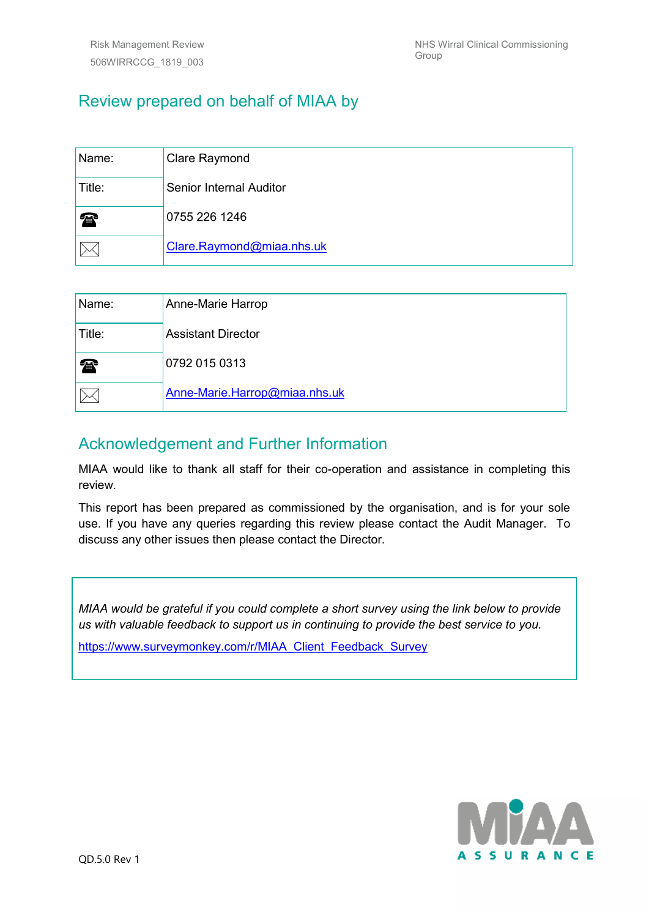## Review prepared on behalf of MIAA by

| | |
|---|---|
| Name: | Clare Raymond |
| Title: | Senior Internal Auditor |
| ☎ | 0755 226 1246 |
| ✉ | Clare.Raymond@miaa.nhs.uk |

| | |
|---|---|
| Name: | Anne-Marie Harrop |
| Title: | Assistant Director |
| ☎ | 0792 015 0313 |
| ✉ | Anne-Marie.Harrop@miaa.nhs.uk |

## Acknowledgement and Further Information

MIAA would like to thank all staff for their co-operation and assistance in completing this review.

This report has been prepared as commissioned by the organisation, and is for your sole use. If you have any queries regarding this review please contact the Audit Manager. To discuss any other issues then please contact the Director.

*MIAA would be grateful if you could complete a short survey using the link below to provide us with valuable feedback to support us in continuing to provide the best service to you.*

https://www.surveymonkey.com/r/MIAA_Client_Feedback_Survey

QD.5.0 Rev 1